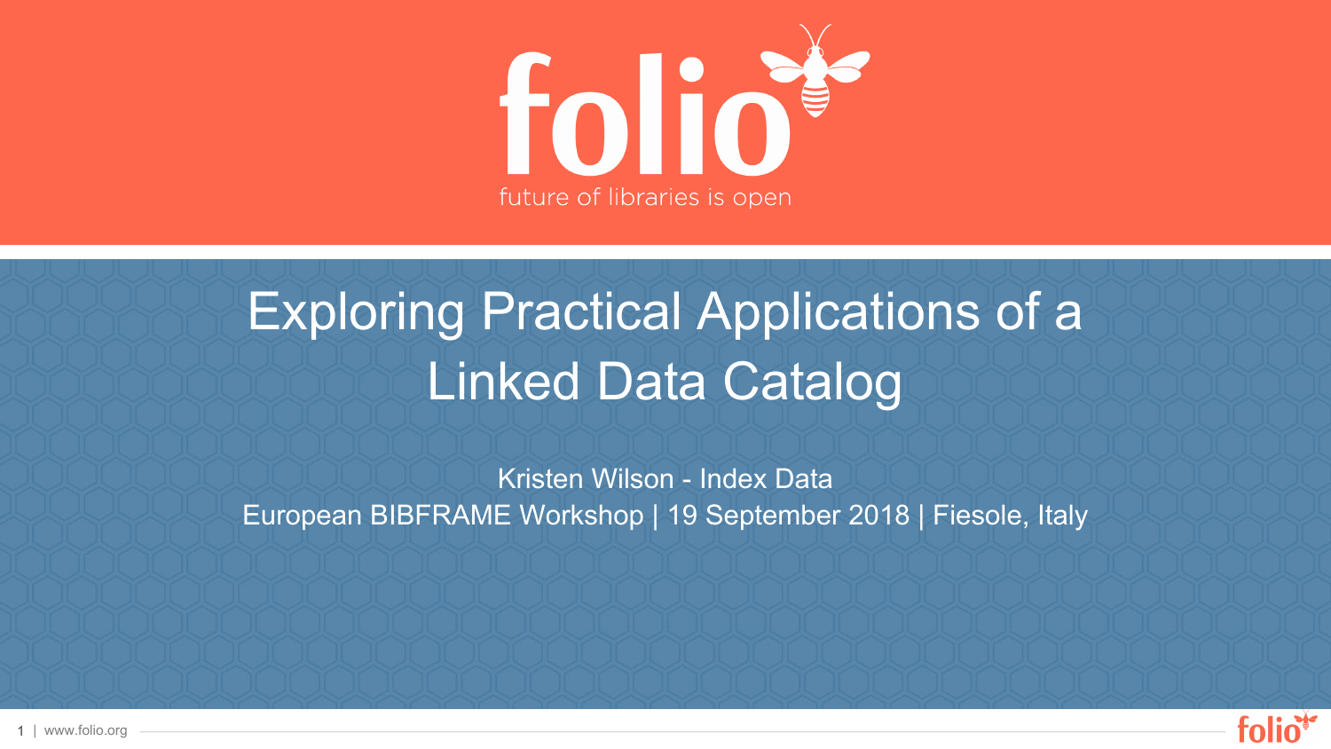folio

future of libraries is open

# Exploring Practical Applications of a Linked Data Catalog

Kristen Wilson - Index Data

European BIBFRAME Workshop | 19 September 2018 | Fiesole, Italy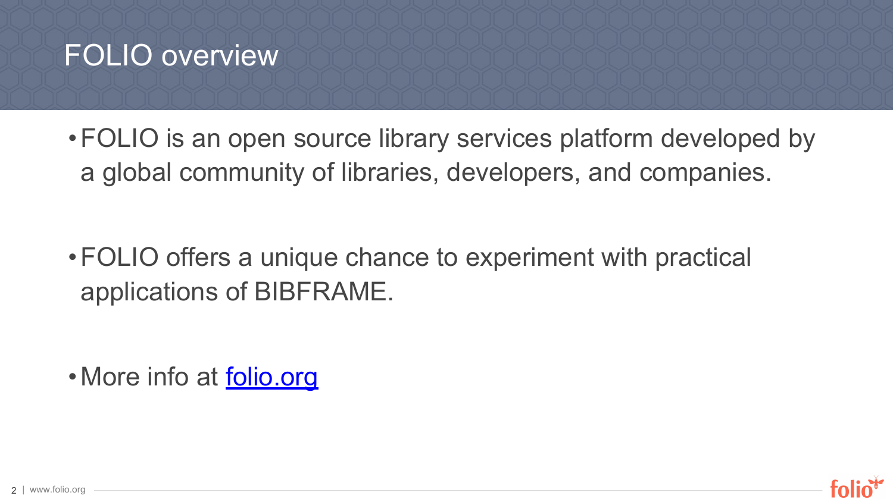# FOLIO overview

- FOLIO is an open source library services platform developed by a global community of libraries, developers, and companies.
- FOLIO offers a unique chance to experiment with practical applications of BIBFRAME.
- More info at [folio.org](http://folio.org)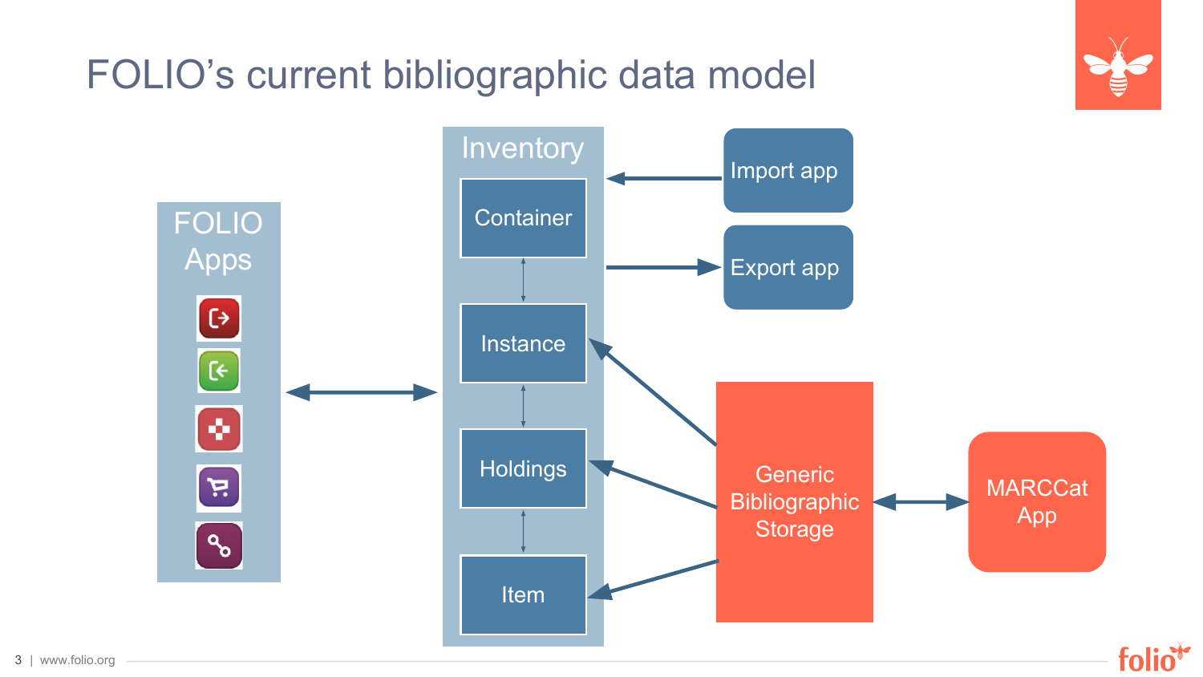# FOLIO's current bibliographic data model

FOLIO Apps

Inventory

Container

Instance

Holdings

Item

Import app

Export app

Generic Bibliographic Storage

MARCCat App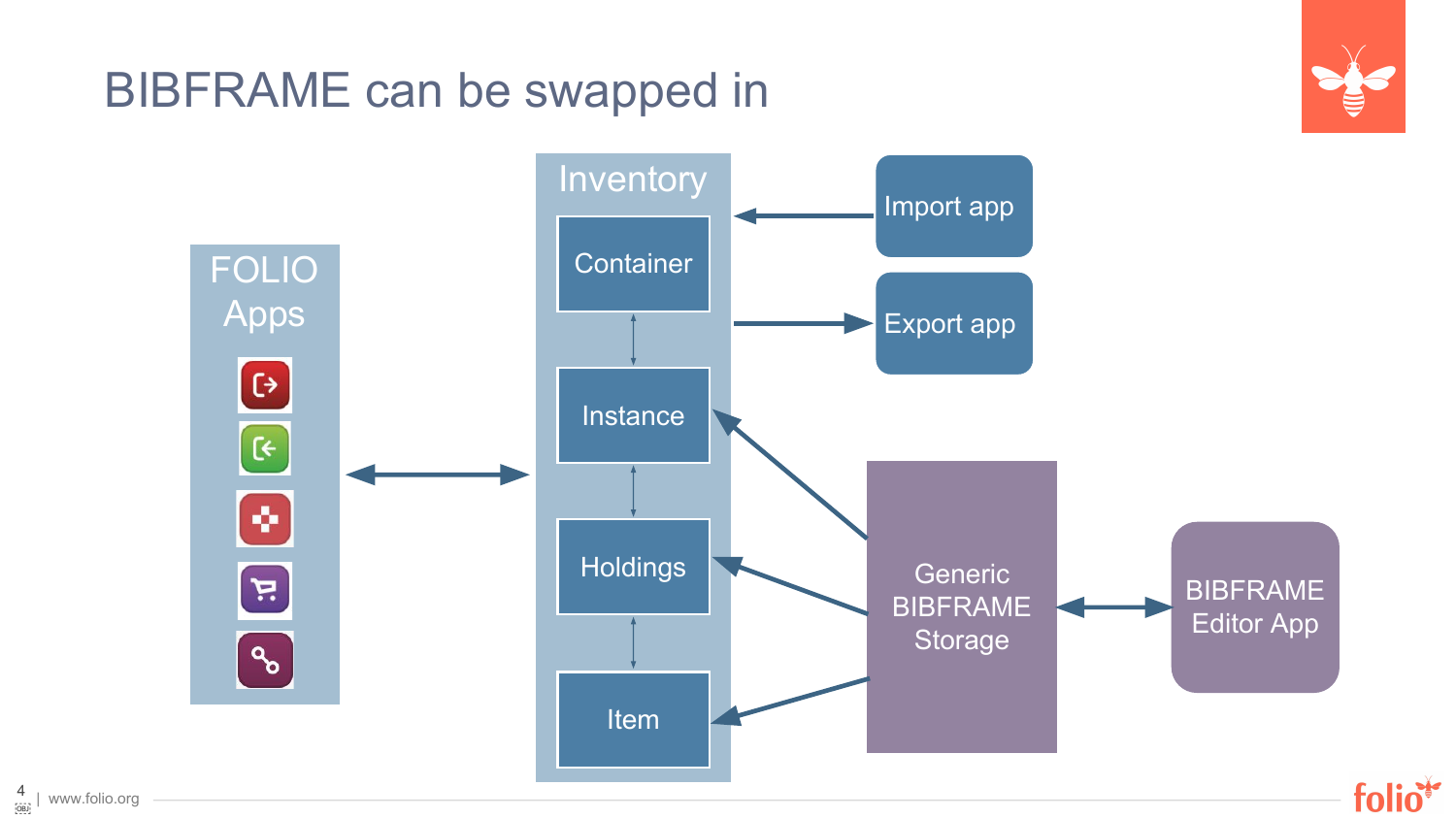# BIBFRAME can be swapped in

FOLIO Apps

Inventory

Container

Instance

Holdings

Item

Import app

Export app

Generic BIBFRAME Storage

BIBFRAME Editor App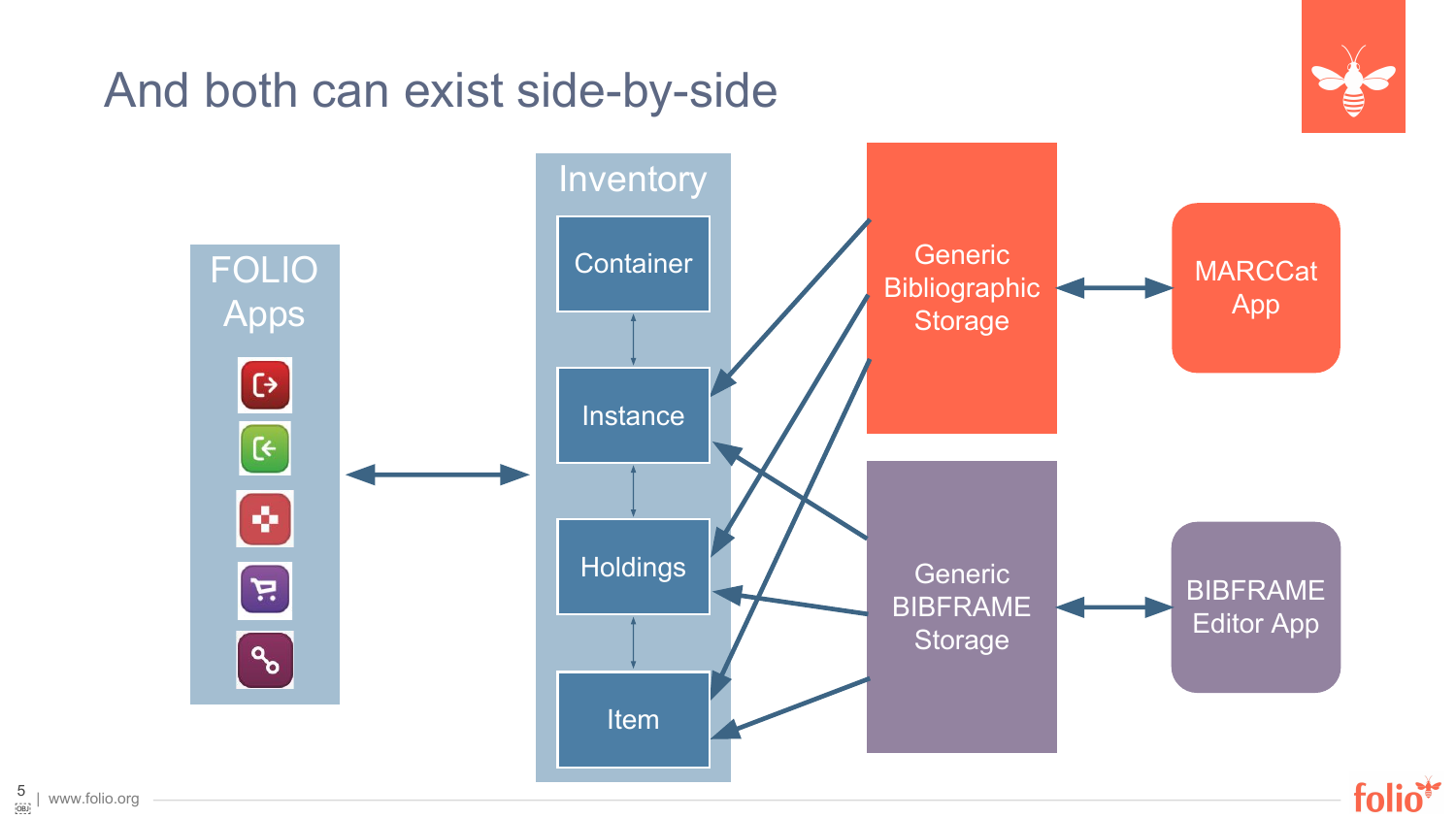# And both can exist side-by-side

FOLIO Apps

Inventory

Container

Instance

Holdings

Item

Generic Bibliographic Storage

MARCCat App

Generic BIBFRAME Storage

BIBFRAME Editor App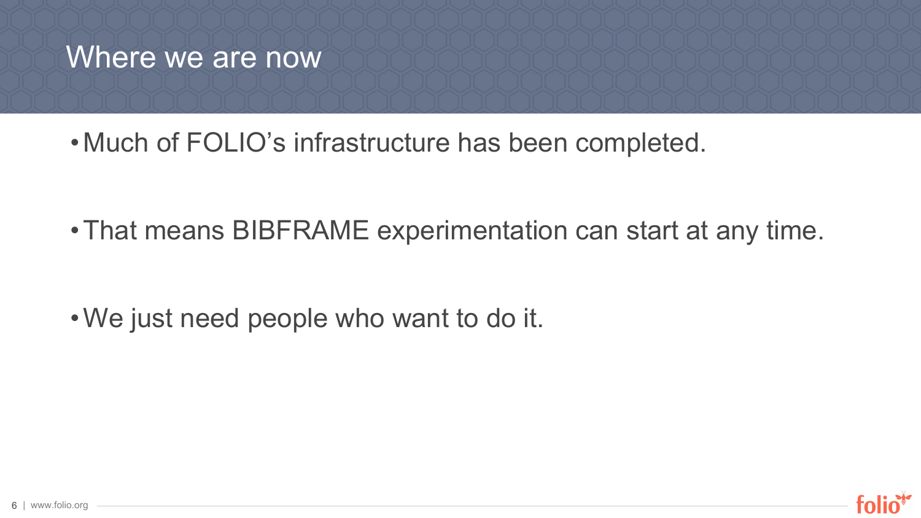# Where we are now

- Much of FOLIO’s infrastructure has been completed.
- That means BIBFRAME experimentation can start at any time.
- We just need people who want to do it.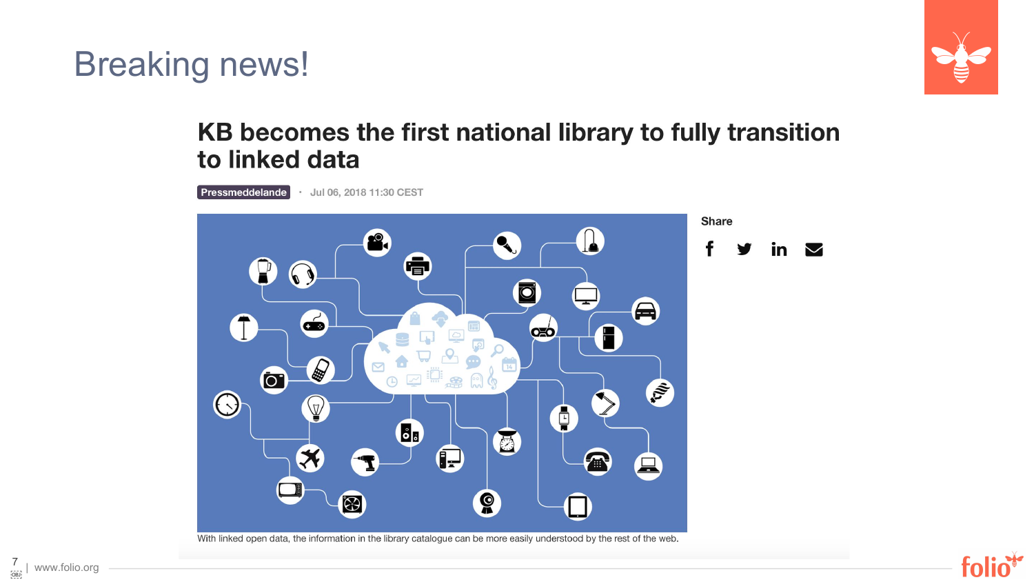# Breaking news!

## KB becomes the first national library to fully transition to linked data

Pressmeddelande · Jul 06, 2018 11:30 CEST

Share

With linked open data, the information in the library catalogue can be more easily understood by the rest of the web.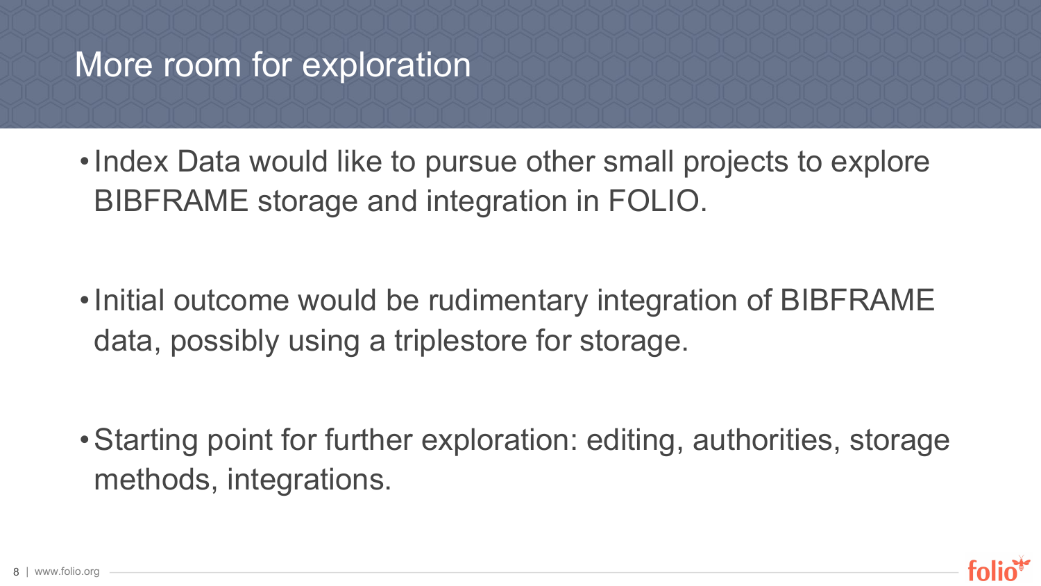# More room for exploration

- Index Data would like to pursue other small projects to explore BIBFRAME storage and integration in FOLIO.
- Initial outcome would be rudimentary integration of BIBFRAME data, possibly using a triplestore for storage.
- Starting point for further exploration: editing, authorities, storage methods, integrations.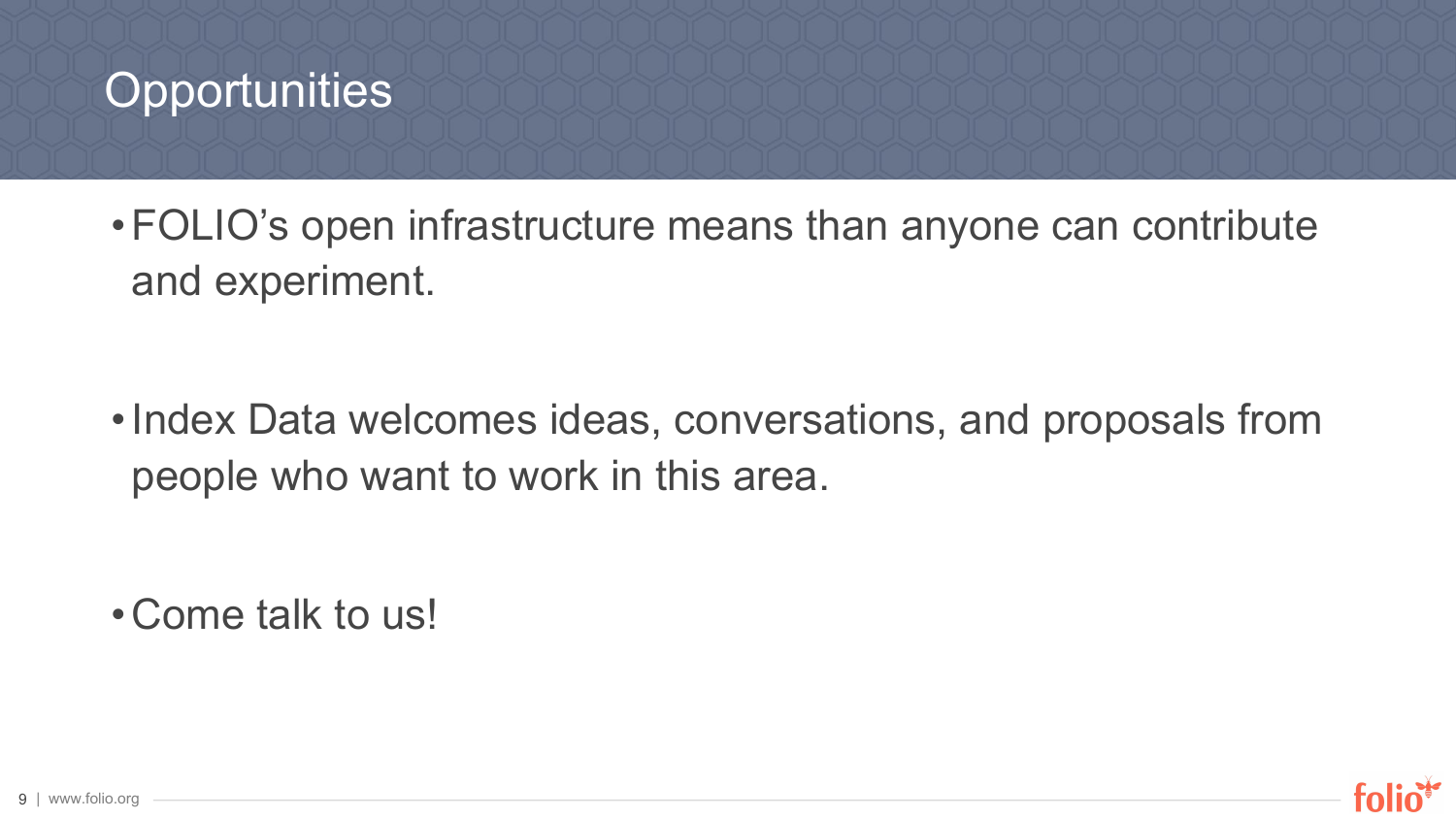# Opportunities

- FOLIO's open infrastructure means than anyone can contribute and experiment.

- Index Data welcomes ideas, conversations, and proposals from people who want to work in this area.

- Come talk to us!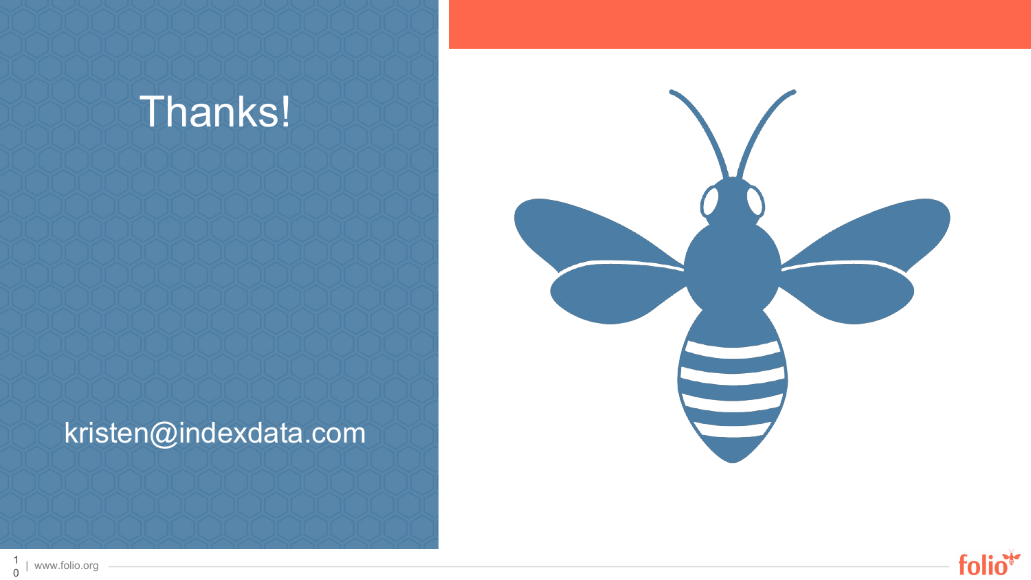# Thanks!

kristen@indexdata.com